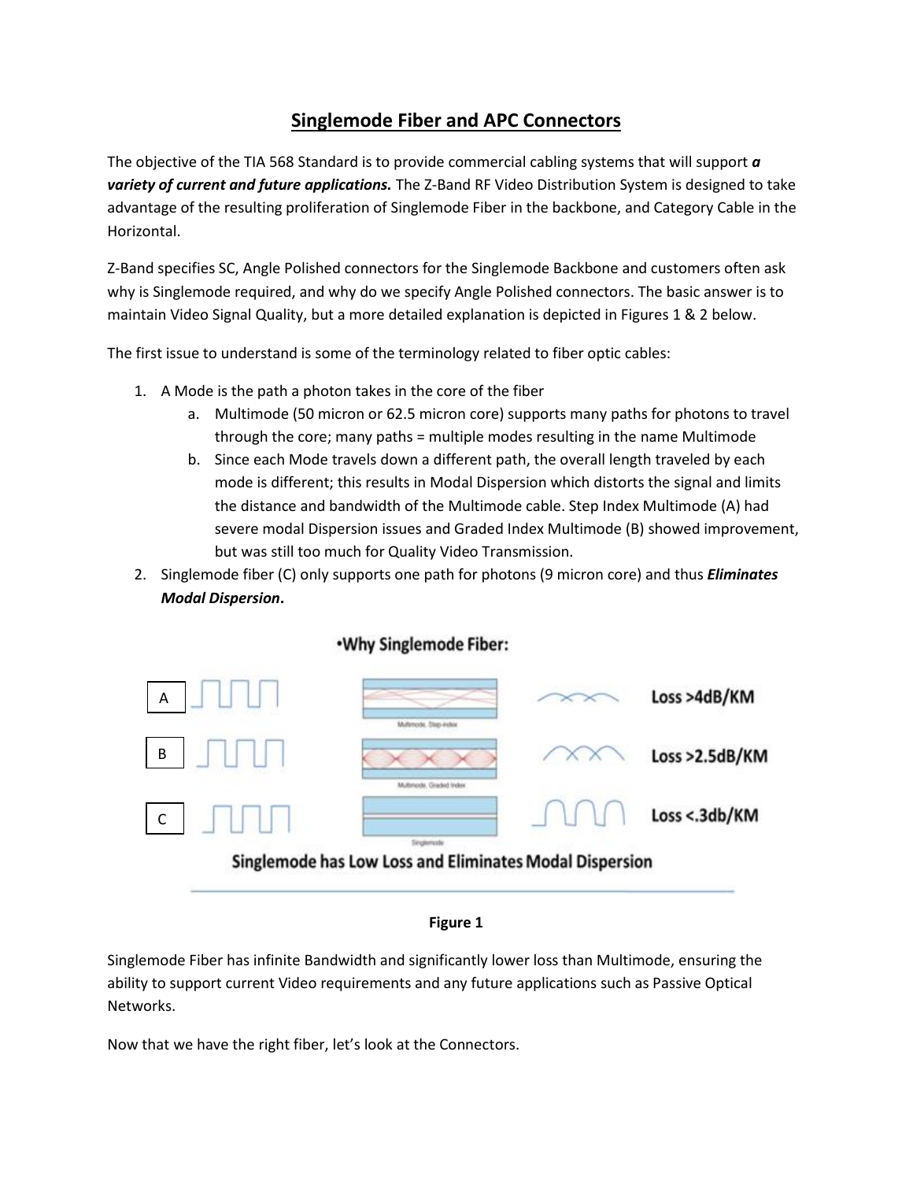# Singlemode Fiber and APC Connectors

The objective of the TIA 568 Standard is to provide commercial cabling systems that will support ***a variety of current and future applications.*** The Z-Band RF Video Distribution System is designed to take advantage of the resulting proliferation of Singlemode Fiber in the backbone, and Category Cable in the Horizontal.

Z-Band specifies SC, Angle Polished connectors for the Singlemode Backbone and customers often ask why is Singlemode required, and why do we specify Angle Polished connectors. The basic answer is to maintain Video Signal Quality, but a more detailed explanation is depicted in Figures 1 & 2 below.

The first issue to understand is some of the terminology related to fiber optic cables:

1. A Mode is the path a photon takes in the core of the fiber
   a. Multimode (50 micron or 62.5 micron core) supports many paths for photons to travel through the core; many paths = multiple modes resulting in the name Multimode
   b. Since each Mode travels down a different path, the overall length traveled by each mode is different; this results in Modal Dispersion which distorts the signal and limits the distance and bandwidth of the Multimode cable. Step Index Multimode (A) had severe modal Dispersion issues and Graded Index Multimode (B) showed improvement, but was still too much for Quality Video Transmission.
2. Singlemode fiber (C) only supports one path for photons (9 micron core) and thus ***Eliminates Modal Dispersion*.**

•Why Singlemode Fiber:

A — Multimode, Step-index — Loss >4dB/KM

B — Multimode, Graded Index — Loss >2.5dB/KM

C — Singlemode — Loss <.3db/KM

Singlemode has Low Loss and Eliminates Modal Dispersion

**Figure 1**

Singlemode Fiber has infinite Bandwidth and significantly lower loss than Multimode, ensuring the ability to support current Video requirements and any future applications such as Passive Optical Networks.

Now that we have the right fiber, let's look at the Connectors.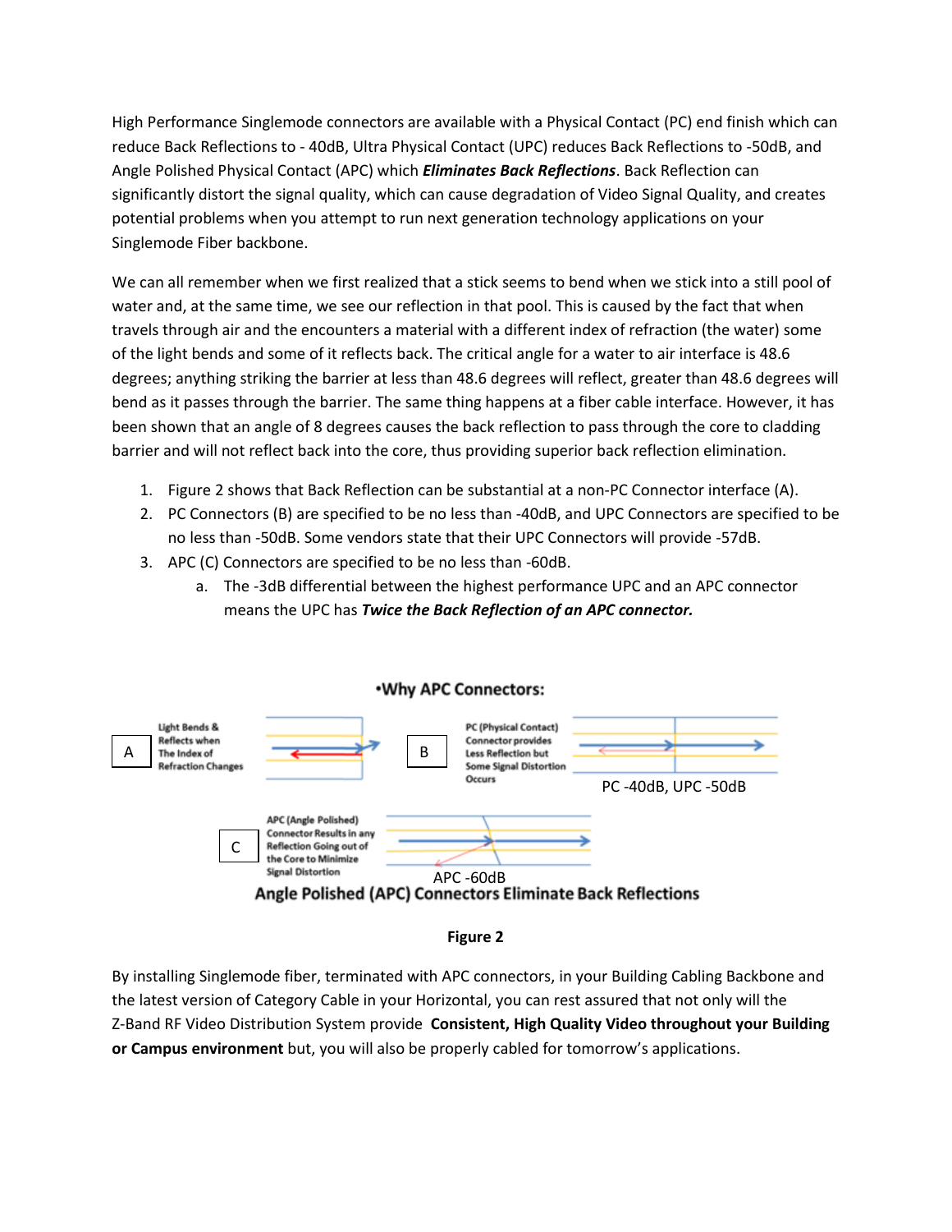High Performance Singlemode connectors are available with a Physical Contact (PC) end finish which can reduce Back Reflections to - 40dB, Ultra Physical Contact (UPC) reduces Back Reflections to -50dB, and Angle Polished Physical Contact (APC) which ***Eliminates Back Reflections***. Back Reflection can significantly distort the signal quality, which can cause degradation of Video Signal Quality, and creates potential problems when you attempt to run next generation technology applications on your Singlemode Fiber backbone.

We can all remember when we first realized that a stick seems to bend when we stick into a still pool of water and, at the same time, we see our reflection in that pool. This is caused by the fact that when travels through air and the encounters a material with a different index of refraction (the water) some of the light bends and some of it reflects back. The critical angle for a water to air interface is 48.6 degrees; anything striking the barrier at less than 48.6 degrees will reflect, greater than 48.6 degrees will bend as it passes through the barrier. The same thing happens at a fiber cable interface. However, it has been shown that an angle of 8 degrees causes the back reflection to pass through the core to cladding barrier and will not reflect back into the core, thus providing superior back reflection elimination.

1. Figure 2 shows that Back Reflection can be substantial at a non-PC Connector interface (A).
2. PC Connectors (B) are specified to be no less than -40dB, and UPC Connectors are specified to be no less than -50dB. Some vendors state that their UPC Connectors will provide -57dB.
3. APC (C) Connectors are specified to be no less than -60dB.
   a. The -3dB differential between the highest performance UPC and an APC connector means the UPC has ***Twice the Back Reflection of an APC connector.***

•Why APC Connectors:

A
Light Bends & Reflects when The Index of Refraction Changes

B
PC (Physical Contact) Connector provides Less Reflection but Some Signal Distortion Occurs

PC -40dB, UPC -50dB

C
APC (Angle Polished) Connector Results in any Reflection Going out of the Core to Minimize Signal Distortion

APC -60dB

Angle Polished (APC) Connectors Eliminate Back Reflections

**Figure 2**

By installing Singlemode fiber, terminated with APC connectors, in your Building Cabling Backbone and the latest version of Category Cable in your Horizontal, you can rest assured that not only will the Z-Band RF Video Distribution System provide **Consistent, High Quality Video throughout your Building or Campus environment** but, you will also be properly cabled for tomorrow's applications.